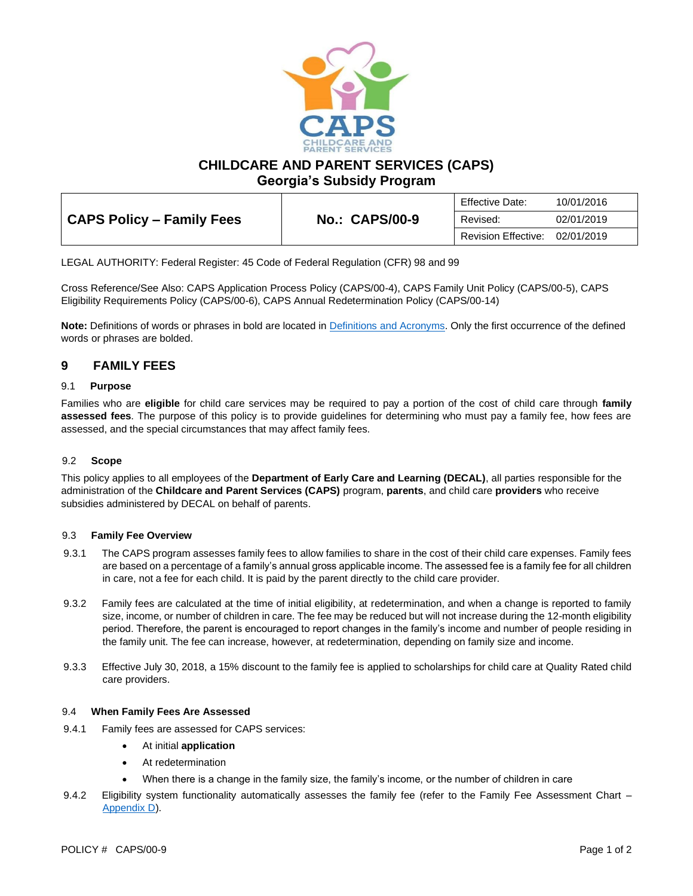# CHILDCARE AND PARENT SERVICES (CAPS)
## Georgia's Subsidy Program

| CAPS Policy – Family Fees | No.: CAPS/00-9 | Effective Date: | 10/01/2016 |
|---|---|---|---|
| | | Revised: | 02/01/2019 |
| | | Revision Effective: | 02/01/2019 |

LEGAL AUTHORITY: Federal Register: 45 Code of Federal Regulation (CFR) 98 and 99

Cross Reference/See Also: CAPS Application Process Policy (CAPS/00-4), CAPS Family Unit Policy (CAPS/00-5), CAPS Eligibility Requirements Policy (CAPS/00-6), CAPS Annual Redetermination Policy (CAPS/00-14)

**Note:** Definitions of words or phrases in bold are located in Definitions and Acronyms. Only the first occurrence of the defined words or phrases are bolded.

## 9 FAMILY FEES

### 9.1 Purpose

Families who are **eligible** for child care services may be required to pay a portion of the cost of child care through **family assessed fees**. The purpose of this policy is to provide guidelines for determining who must pay a family fee, how fees are assessed, and the special circumstances that may affect family fees.

### 9.2 Scope

This policy applies to all employees of the **Department of Early Care and Learning (DECAL)**, all parties responsible for the administration of the **Childcare and Parent Services (CAPS)** program, **parents**, and child care **providers** who receive subsidies administered by DECAL on behalf of parents.

### 9.3 Family Fee Overview

9.3.1 The CAPS program assesses family fees to allow families to share in the cost of their child care expenses. Family fees are based on a percentage of a family's annual gross applicable income. The assessed fee is a family fee for all children in care, not a fee for each child. It is paid by the parent directly to the child care provider.

9.3.2 Family fees are calculated at the time of initial eligibility, at redetermination, and when a change is reported to family size, income, or number of children in care. The fee may be reduced but will not increase during the 12-month eligibility period. Therefore, the parent is encouraged to report changes in the family's income and number of people residing in the family unit. The fee can increase, however, at redetermination, depending on family size and income.

9.3.3 Effective July 30, 2018, a 15% discount to the family fee is applied to scholarships for child care at Quality Rated child care providers.

### 9.4 When Family Fees Are Assessed

9.4.1 Family fees are assessed for CAPS services:

- At initial **application**
- At redetermination
- When there is a change in the family size, the family's income, or the number of children in care

9.4.2 Eligibility system functionality automatically assesses the family fee (refer to the Family Fee Assessment Chart – Appendix D).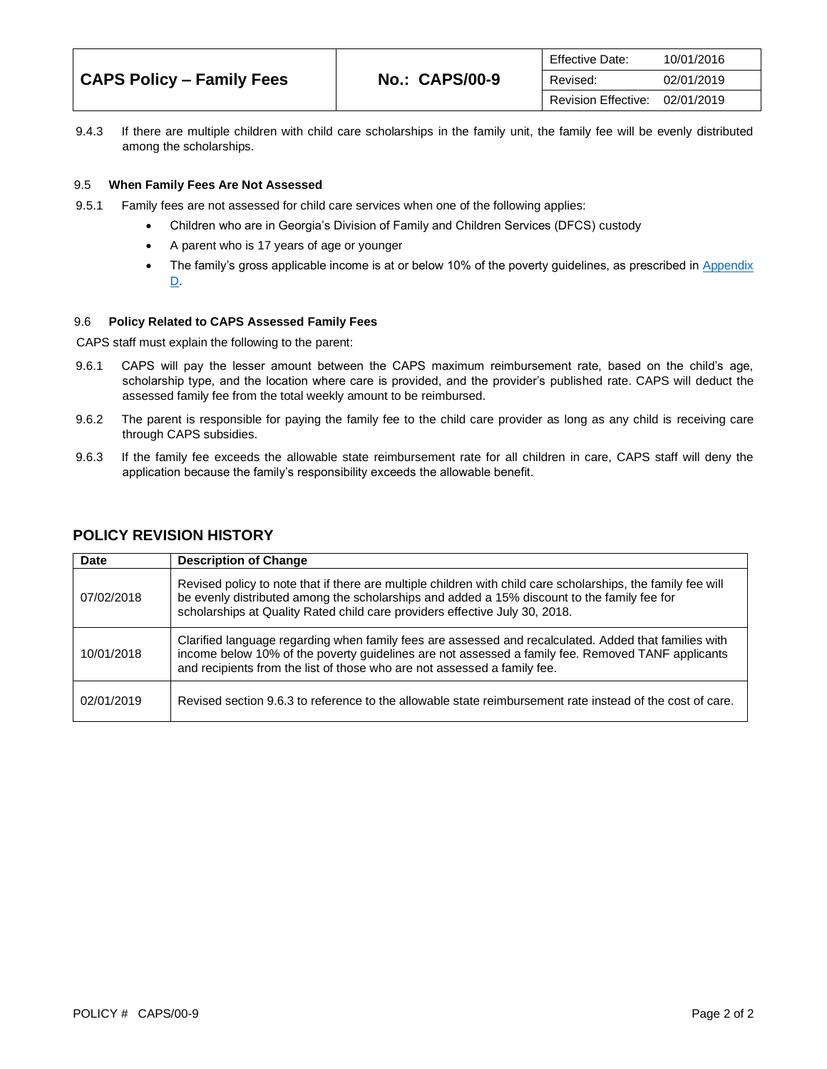9.4.3 If there are multiple children with child care scholarships in the family unit, the family fee will be evenly distributed among the scholarships.

### 9.5 When Family Fees Are Not Assessed

9.5.1 Family fees are not assessed for child care services when one of the following applies:

- Children who are in Georgia's Division of Family and Children Services (DFCS) custody
- A parent who is 17 years of age or younger
- The family's gross applicable income is at or below 10% of the poverty guidelines, as prescribed in Appendix D.

### 9.6 Policy Related to CAPS Assessed Family Fees

CAPS staff must explain the following to the parent:

9.6.1 CAPS will pay the lesser amount between the CAPS maximum reimbursement rate, based on the child's age, scholarship type, and the location where care is provided, and the provider's published rate. CAPS will deduct the assessed family fee from the total weekly amount to be reimbursed.

9.6.2 The parent is responsible for paying the family fee to the child care provider as long as any child is receiving care through CAPS subsidies.

9.6.3 If the family fee exceeds the allowable state reimbursement rate for all children in care, CAPS staff will deny the application because the family's responsibility exceeds the allowable benefit.

## POLICY REVISION HISTORY

| Date | Description of Change |
|---|---|
| 07/02/2018 | Revised policy to note that if there are multiple children with child care scholarships, the family fee will be evenly distributed among the scholarships and added a 15% discount to the family fee for scholarships at Quality Rated child care providers effective July 30, 2018. |
| 10/01/2018 | Clarified language regarding when family fees are assessed and recalculated. Added that families with income below 10% of the poverty guidelines are not assessed a family fee. Removed TANF applicants and recipients from the list of those who are not assessed a family fee. |
| 02/01/2019 | Revised section 9.6.3 to reference to the allowable state reimbursement rate instead of the cost of care. |